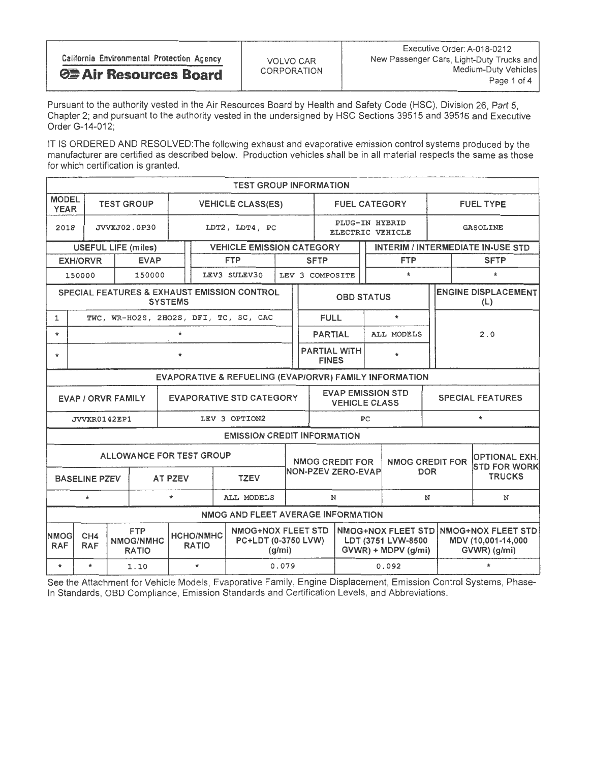| California Environmental Protection Agency **Air Resources Board** | VOLVO CAR CORPORATION | Executive Order: A-018-0212 New Passenger Cars, Light-Duty Trucks and Medium-Duty Vehicles |
|---|---|---|

Pursuant to the authority vested in the Air Resources Board by Health and Safety Code (HSC), Division 26, Part 5, Chapter 2; and pursuant to the authority vested in the undersigned by HSC Sections 39515 and 39516 and Executive Order G-14-012;

IT IS ORDERED AND RESOLVED:The following exhaust and evaporative emission control systems produced by the manufacturer are certified as described below. Production vehicles shall be in all material respects the same as those for which certification is granted.

**TEST GROUP INFORMATION**

| MODEL YEAR | TEST GROUP | VEHICLE CLASS(ES) | FUEL CATEGORY | FUEL TYPE |
|---|---|---|---|---|
| 2018 | JVVXJ02.0P30 | LDT2, LDT4, PC | PLUG-IN HYBRID ELECTRIC VEHICLE | GASOLINE |

| USEFUL LIFE (miles) | | VEHICLE EMISSION CATEGORY | | INTERIM / INTERMEDIATE IN-USE STD | |
|---|---|---|---|---|---|
| EXH/ORVR | EVAP | FTP | SFTP | FTP | SFTP |
| 150000 | 150000 | LEV3 SULEV30 | LEV 3 COMPOSITE | * | * |

| SPECIAL FEATURES & EXHAUST EMISSION CONTROL SYSTEMS | | OBD STATUS | | ENGINE DISPLACEMENT (L) |
|---|---|---|---|---|
| 1 | TWC, WR-HO2S, 2HO2S, DFI, TC, SC, CAC | FULL | * | 2.0 |
| * | * | PARTIAL | ALL MODELS | |
| * | * | PARTIAL WITH FINES | * | |

**EVAPORATIVE & REFUELING (EVAP/ORVR) FAMILY INFORMATION**

| EVAP / ORVR FAMILY | EVAPORATIVE STD CATEGORY | EVAP EMISSION STD VEHICLE CLASS | SPECIAL FEATURES |
|---|---|---|---|
| JVVXR0142EP1 | LEV 3 OPTION2 | PC | * |

**EMISSION CREDIT INFORMATION**

| ALLOWANCE FOR TEST GROUP | | | NMOG CREDIT FOR NON-PZEV ZERO-EVAP | NMOG CREDIT FOR DOR | OPTIONAL EXH. STD FOR WORK TRUCKS |
|---|---|---|---|---|---|
| BASELINE PZEV | AT PZEV | TZEV | | | |
| * | * | ALL MODELS | N | N | N |

**NMOG AND FLEET AVERAGE INFORMATION**

| NMOG RAF | CH4 RAF | FTP NMOG/NMHC RATIO | HCHO/NMHC RATIO | NMOG+NOX FLEET STD PC+LDT (0-3750 LVW) (g/mi) | NMOG+NOX FLEET STD LDT (3751 LVW-8500 GVWR) + MDPV (g/mi) | NMOG+NOX FLEET STD MDV (10,001-14,000 GVWR) (g/mi) |
|---|---|---|---|---|---|---|
| * | * | 1.10 | * | 0.079 | 0.092 | * |

See the Attachment for Vehicle Models, Evaporative Family, Engine Displacement, Emission Control Systems, Phase-In Standards, OBD Compliance, Emission Standards and Certification Levels, and Abbreviations.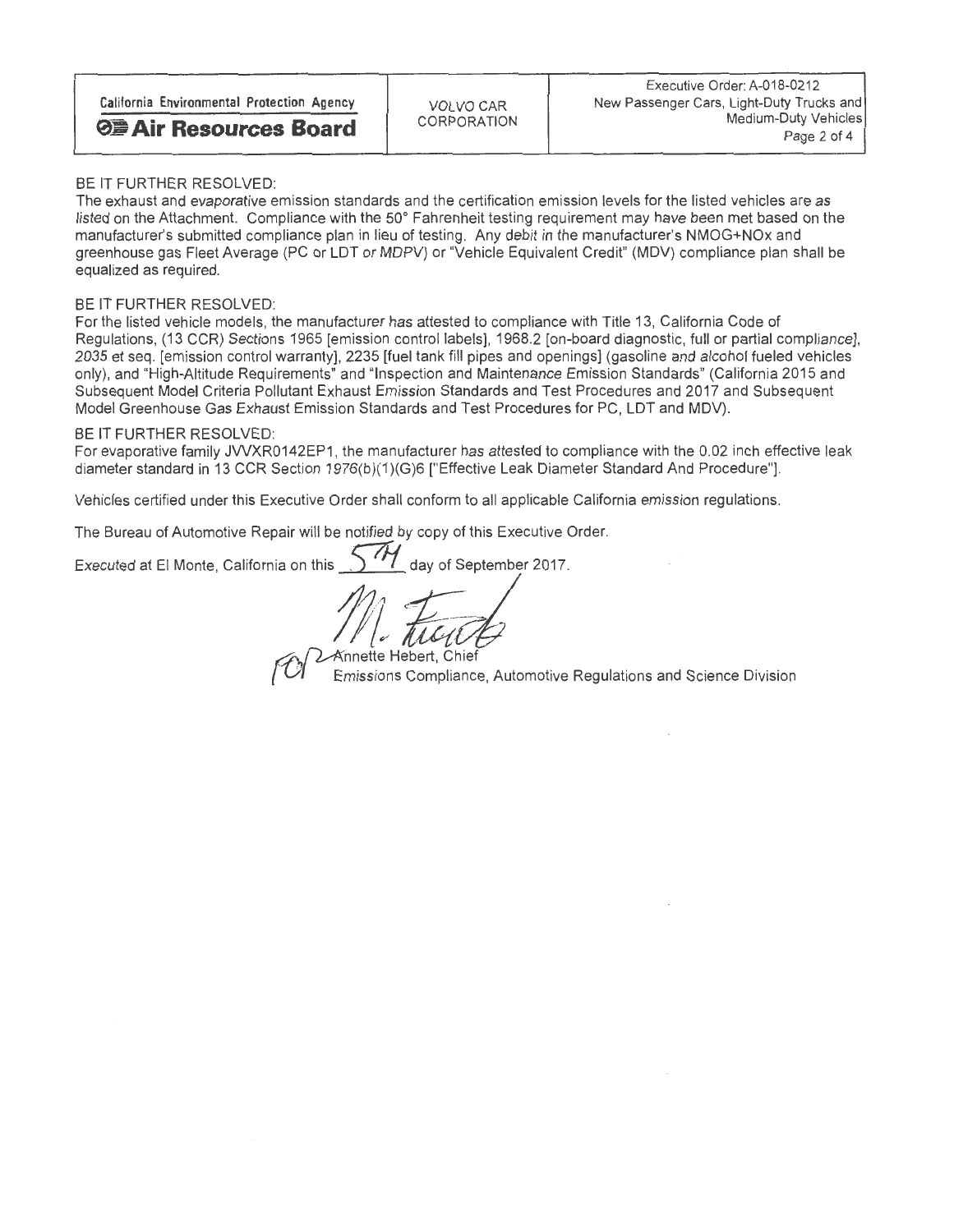BE IT FURTHER RESOLVED:
The exhaust and evaporative emission standards and the certification emission levels for the listed vehicles are as listed on the Attachment. Compliance with the 50° Fahrenheit testing requirement may have been met based on the manufacturer's submitted compliance plan in lieu of testing. Any debit in the manufacturer's NMOG+NOx and greenhouse gas Fleet Average (PC or LDT or MDPV) or "Vehicle Equivalent Credit" (MDV) compliance plan shall be equalized as required.

BE IT FURTHER RESOLVED:
For the listed vehicle models, the manufacturer has attested to compliance with Title 13, California Code of Regulations, (13 CCR) Sections 1965 [emission control labels], 1968.2 [on-board diagnostic, full or partial compliance], 2035 et seq. [emission control warranty], 2235 [fuel tank fill pipes and openings] (gasoline and alcohol fueled vehicles only), and "High-Altitude Requirements" and "Inspection and Maintenance Emission Standards" (California 2015 and Subsequent Model Criteria Pollutant Exhaust Emission Standards and Test Procedures and 2017 and Subsequent Model Greenhouse Gas Exhaust Emission Standards and Test Procedures for PC, LDT and MDV).

BE IT FURTHER RESOLVED:
For evaporative family JVVXR0142EP1, the manufacturer has attested to compliance with the 0.02 inch effective leak diameter standard in 13 CCR Section 1976(b)(1)(G)6 ["Effective Leak Diameter Standard And Procedure"].

Vehicles certified under this Executive Order shall conform to all applicable California emission regulations.

The Bureau of Automotive Repair will be notified by copy of this Executive Order.

Executed at El Monte, California on this 5TH day of September 2017.

FOR Annette Hebert, Chief
Emissions Compliance, Automotive Regulations and Science Division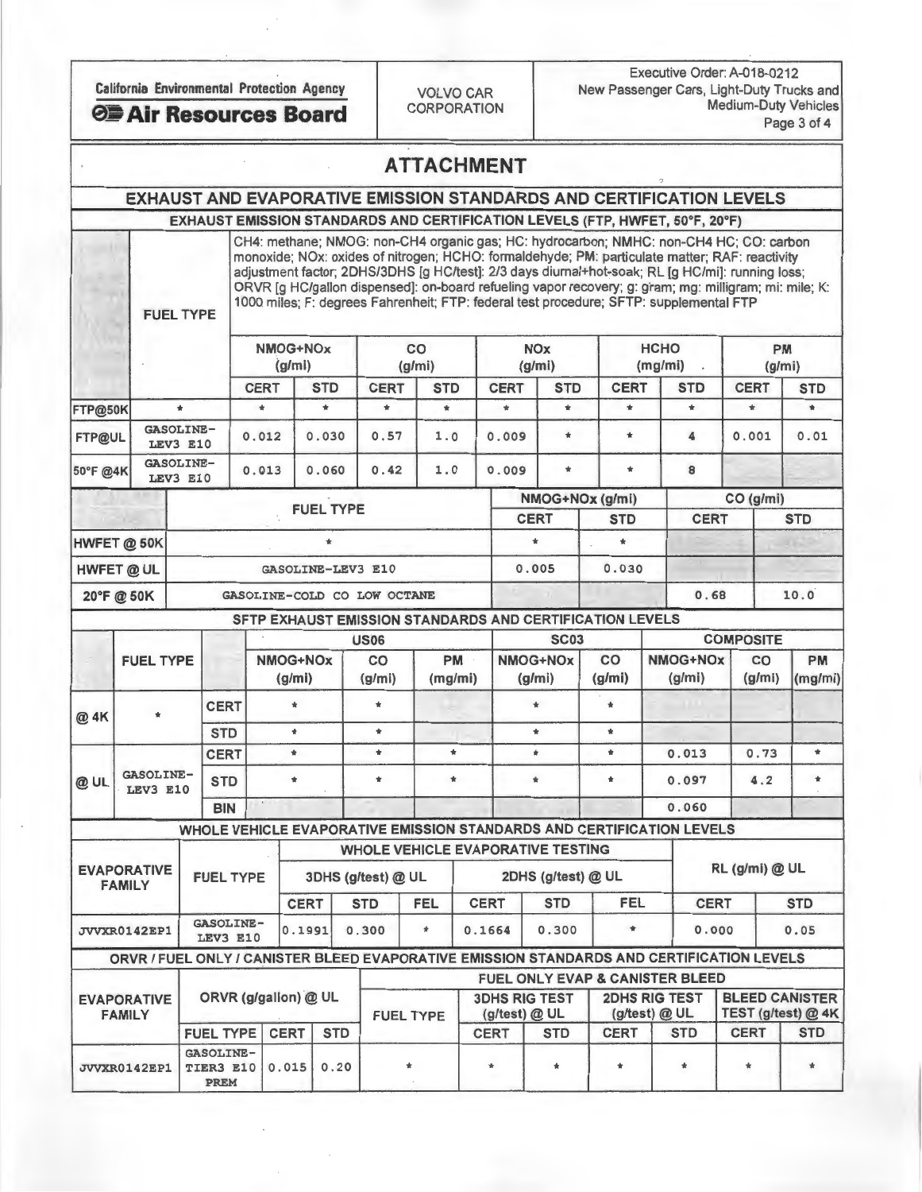California Environmental Protection Agency
**Air Resources Board**

VOLVO CAR CORPORATION

Executive Order: A-018-0212
New Passenger Cars, Light-Duty Trucks and Medium-Duty Vehicles

# ATTACHMENT

## EXHAUST AND EVAPORATIVE EMISSION STANDARDS AND CERTIFICATION LEVELS

### EXHAUST EMISSION STANDARDS AND CERTIFICATION LEVELS (FTP, HWFET, 50°F, 20°F)

$CH_4$: methane; NMOG: non-$CH_4$ organic gas; HC: hydrocarbon; NMHC: non-$CH_4$ HC; CO: carbon monoxide; NOx: oxides of nitrogen; HCHO: formaldehyde; PM: particulate matter; RAF: reactivity adjustment factor; 2DHS/3DHS [g HC/test]: 2/3 days diurnal+hot-soak; RL [g HC/mi]: running loss; ORVR [g HC/gallon dispensed]: on-board refueling vapor recovery; g: gram; mg: milligram; mi: mile; K: 1000 miles; F: degrees Fahrenheit; FTP: federal test procedure; SFTP: supplemental FTP

| | FUEL TYPE | NMOG+NOx (g/mi) | | CO (g/mi) | | NOx (g/mi) | | HCHO (mg/mi) | | PM (g/mi) | |
|---|---|---|---|---|---|---|---|---|---|---|---|
| | | CERT | STD | CERT | STD | CERT | STD | CERT | STD | CERT | STD |
| FTP@50K | * | * | * | * | * | * | * | * | * | * | * |
| FTP@UL | GASOLINE-LEV3 E10 | 0.012 | 0.030 | 0.57 | 1.0 | 0.009 | * | * | 4 | 0.001 | 0.01 |
| 50°F @4K | GASOLINE-LEV3 E10 | 0.013 | 0.060 | 0.42 | 1.0 | 0.009 | * | * | 8 | | |

| | FUEL TYPE | NMOG+NOx (g/mi) | | CO (g/mi) | |
|---|---|---|---|---|---|
| | | CERT | STD | CERT | STD |
| HWFET @ 50K | * | * | * | | |
| HWFET @ UL | GASOLINE-LEV3 E10 | 0.005 | 0.030 | | |
| 20°F @ 50K | GASOLINE-COLD CO LOW OCTANE | | | 0.68 | 10.0 |

### SFTP EXHAUST EMISSION STANDARDS AND CERTIFICATION LEVELS

| | FUEL TYPE | | US06 NMOG+NOx (g/mi) | US06 CO (g/mi) | US06 PM (mg/mi) | SC03 NMOG+NOx (g/mi) | SC03 CO (g/mi) | COMPOSITE NMOG+NOx (g/mi) | COMPOSITE CO (g/mi) | COMPOSITE PM (mg/mi) |
|---|---|---|---|---|---|---|---|---|---|---|
| @ 4K | * | CERT | * | * | | * | * | | | |
| | | STD | * | * | | * | * | | | |
| @ UL | GASOLINE-LEV3 E10 | CERT | * | * | * | * | * | 0.013 | 0.73 | * |
| | | STD | * | * | * | * | * | 0.097 | 4.2 | * |
| | | BIN | | | | | | 0.060 | | |

### WHOLE VEHICLE EVAPORATIVE EMISSION STANDARDS AND CERTIFICATION LEVELS

| EVAPORATIVE FAMILY | FUEL TYPE | 3DHS (g/test) @ UL | | | 2DHS (g/test) @ UL | | | RL (g/mi) @ UL | |
|---|---|---|---|---|---|---|---|---|---|
| | | CERT | STD | FEL | CERT | STD | FEL | CERT | STD |
| JVVXR0142EP1 | GASOLINE-LEV3 E10 | 0.1991 | 0.300 | * | 0.1664 | 0.300 | * | 0.000 | 0.05 |

### ORVR / FUEL ONLY / CANISTER BLEED EVAPORATIVE EMISSION STANDARDS AND CERTIFICATION LEVELS

| EVAPORATIVE FAMILY | ORVR (g/gallon) @ UL | | | FUEL TYPE | 3DHS RIG TEST (g/test) @ UL | | 2DHS RIG TEST (g/test) @ UL | | BLEED CANISTER TEST (g/test) @ 4K | |
|---|---|---|---|---|---|---|---|---|---|---|
| | FUEL TYPE | CERT | STD | | CERT | STD | CERT | STD | CERT | STD |
| JVVXR0142EP1 | GASOLINE-TIER3 E10 PREM | 0.015 | 0.20 | * | * | * | * | * | * | * |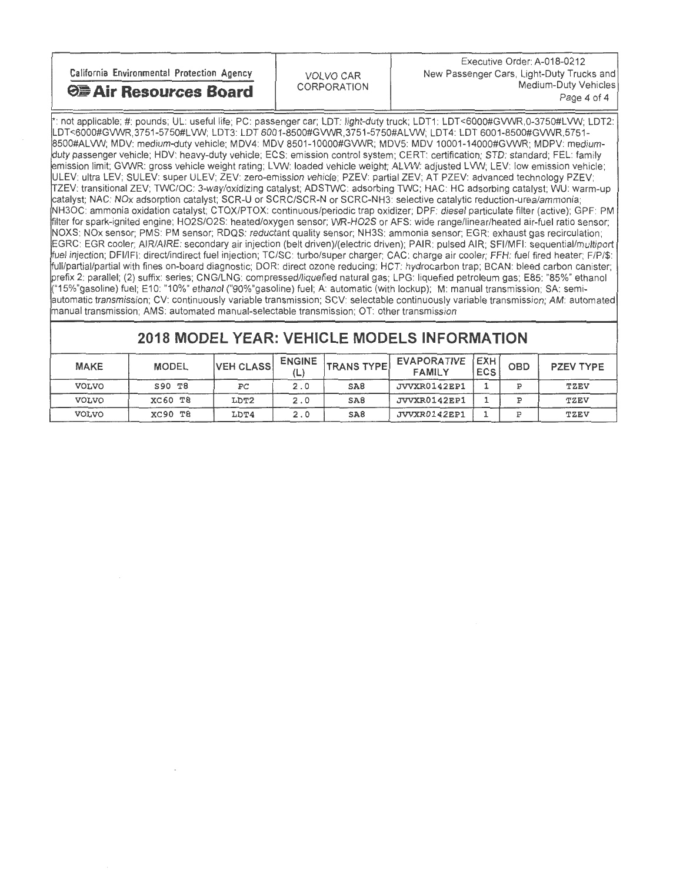*: not applicable; #: pounds; UL: useful life; PC: passenger car; LDT: light-duty truck; LDT1: LDT<6000#GVWR,0-3750#LVW; LDT2: LDT<6000#GVWR,3751-5750#LVW; LDT3: LDT 6001-8500#GVWR,3751-5750#ALVW; LDT4: LDT 6001-8500#GVWR,5751-8500#ALVW; MDV: medium-duty vehicle; MDV4: MDV 8501-10000#GVWR; MDV5: MDV 10001-14000#GVWR; MDPV: medium-duty passenger vehicle; HDV: heavy-duty vehicle; ECS: emission control system; CERT: certification; STD: standard; FEL: family emission limit; GVWR: gross vehicle weight rating; LVW: loaded vehicle weight; ALVW: adjusted LVW; LEV: low emission vehicle; ULEV: ultra LEV; SULEV: super ULEV; ZEV: zero-emission vehicle; PZEV: partial ZEV; AT PZEV: advanced technology PZEV; TZEV: transitional ZEV; TWC/OC: 3-way/oxidizing catalyst; ADSTWC: adsorbing TWC; HAC: HC adsorbing catalyst; WU: warm-up catalyst; NAC: NOx adsorption catalyst; SCR-U or SCRC/SCR-N or SCRC-NH3: selective catalytic reduction-urea/ammonia; NH3OC: ammonia oxidation catalyst; CTOX/PTOX: continuous/periodic trap oxidizer; DPF: diesel particulate filter (active); GPF: PM filter for spark-ignited engine; HO2S/O2S: heated/oxygen sensor; WR-HO2S or AFS: wide range/linear/heated air-fuel ratio sensor; NOXS: NOx sensor; PMS: PM sensor; RDQS: reductant quality sensor; NH3S: ammonia sensor; EGR: exhaust gas recirculation; EGRC: EGR cooler; AIR/AIRE: secondary air injection (belt driven)/(electric driven); PAIR: pulsed AIR; SFI/MFI: sequential/multiport fuel injection; DFI/IFI: direct/indirect fuel injection; TC/SC: turbo/super charger; CAC: charge air cooler; FFH: fuel fired heater; F/P/$: full/partial/partial with fines on-board diagnostic; DOR: direct ozone reducing; HCT: hydrocarbon trap; BCAN: bleed carbon canister; prefix 2: parallel; (2) suffix: series; CNG/LNG: compressed/liquefied natural gas; LPG: liquefied petroleum gas; E85: "85%" ethanol ("15%"gasoline) fuel; E10: "10%" ethanol ("90%"gasoline) fuel; A: automatic (with lockup); M: manual transmission; SA: semi-automatic transmission; CV: continuously variable transmission; SCV: selectable continuously variable transmission; AM: automated manual transmission; AMS: automated manual-selectable transmission; OT: other transmission

## 2018 MODEL YEAR: VEHICLE MODELS INFORMATION

| MAKE | MODEL | VEH CLASS | ENGINE (L) | TRANS TYPE | EVAPORATIVE FAMILY | EXH ECS | OBD | PZEV TYPE |
|---|---|---|---|---|---|---|---|---|
| VOLVO | S90 T8 | PC | 2.0 | SA8 | JVVXR0142EP1 | 1 | P | TZEV |
| VOLVO | XC60 T8 | LDT2 | 2.0 | SA8 | JVVXR0142EP1 | 1 | P | TZEV |
| VOLVO | XC90 T8 | LDT4 | 2.0 | SA8 | JVVXR0142EP1 | 1 | P | TZEV |